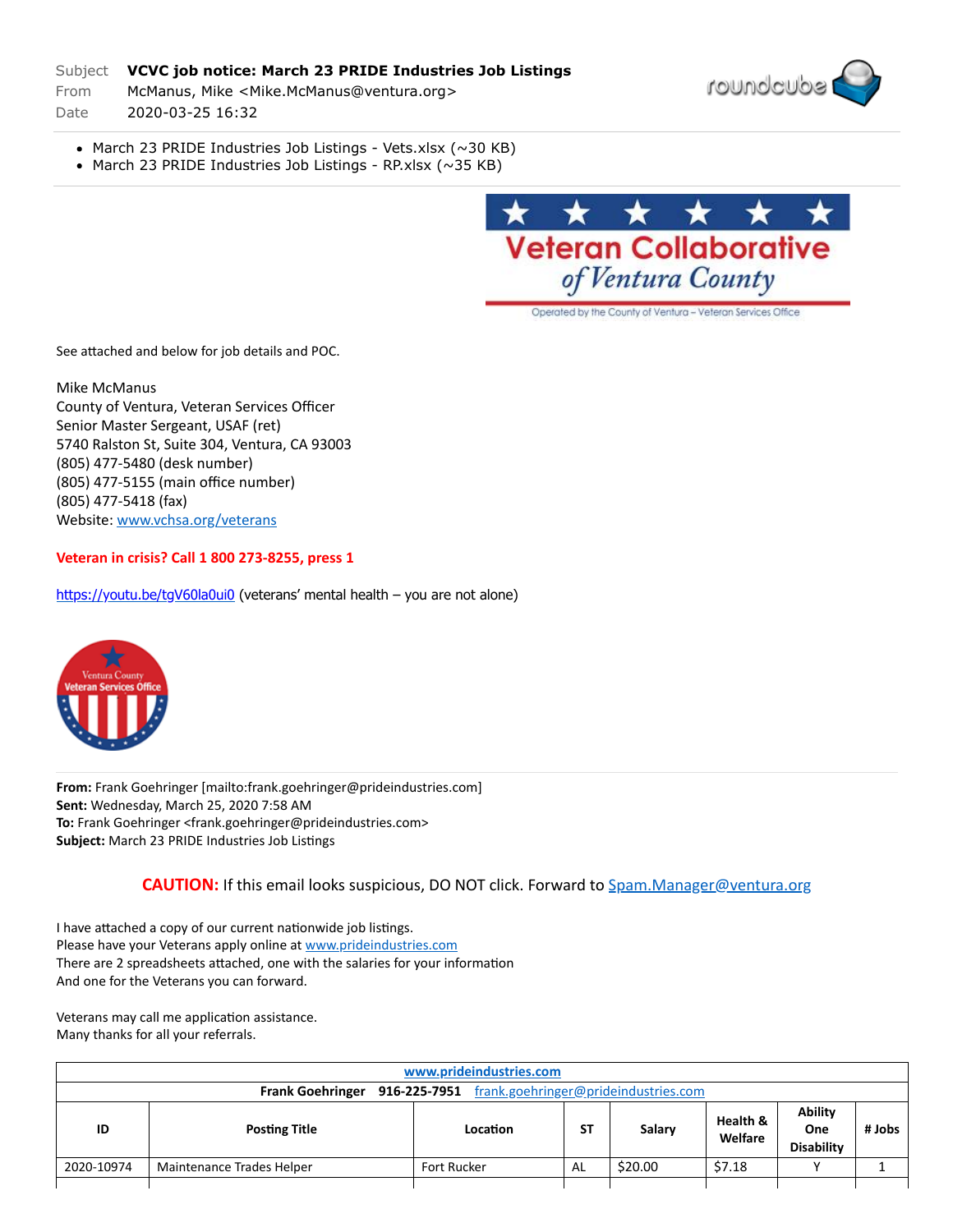Subject **VCVC job notice: March 23 PRIDE Industries Job Listings**
From McManus, Mike <Mike.McManus@ventura.org>
Date 2020-03-25 16:32

- March 23 PRIDE Industries Job Listings - Vets.xlsx (~30 KB)
- March 23 PRIDE Industries Job Listings - RP.xlsx (~35 KB)

Veteran Collaborative of Ventura County
Operated by the County of Ventura – Veteran Services Office

See attached and below for job details and POC.

Mike McManus
County of Ventura, Veteran Services Officer
Senior Master Sergeant, USAF (ret)
5740 Ralston St, Suite 304, Ventura, CA 93003
(805) 477-5480 (desk number)
(805) 477-5155 (main office number)
(805) 477-5418 (fax)
Website: www.vchsa.org/veterans

**Veteran in crisis? Call 1 800 273-8255, press 1**

https://youtu.be/tgV60la0ui0 (veterans' mental health – you are not alone)

Ventura County Veteran Services Office

**From:** Frank Goehringer [mailto:frank.goehringer@prideindustries.com]
**Sent:** Wednesday, March 25, 2020 7:58 AM
**To:** Frank Goehringer <frank.goehringer@prideindustries.com>
**Subject:** March 23 PRIDE Industries Job Listings

**CAUTION:** If this email looks suspicious, DO NOT click. Forward to Spam.Manager@ventura.org

I have attached a copy of our current nationwide job listings.
Please have your Veterans apply online at www.prideindustries.com
There are 2 spreadsheets attached, one with the salaries for your information
And one for the Veterans you can forward.

Veterans may call me application assistance.
Many thanks for all your referrals.

| www.prideindustries.com | | | | | | | |
|---|---|---|---|---|---|---|---|
| **Frank Goehringer 916-225-7951 frank.goehringer@prideindustries.com** | | | | | | | |
| **ID** | **Posting Title** | **Location** | **ST** | **Salary** | **Health & Welfare** | **Ability One Disability** | **# Jobs** |
| 2020-10974 | Maintenance Trades Helper | Fort Rucker | AL | $20.00 | $7.18 | Y | 1 |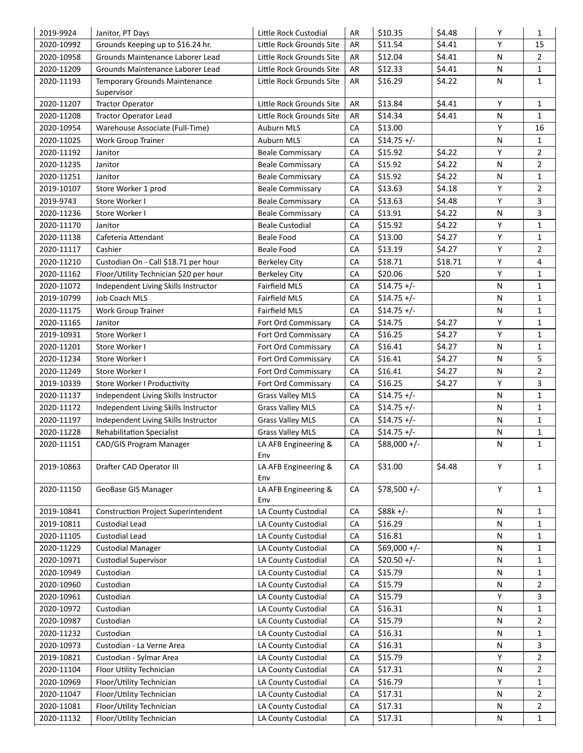| | | | | | | | |
|---|---|---|---|---|---|---|---|
| 2019-9924 | Janitor, PT Days | Little Rock Custodial | AR | $10.35 | $4.48 | Y | 1 |
| 2020-10992 | Grounds Keeping up to $16.24 hr. | Little Rock Grounds Site | AR | $11.54 | $4.41 | Y | 15 |
| 2020-10958 | Grounds Maintenance Laborer Lead | Little Rock Grounds Site | AR | $12.04 | $4.41 | N | 2 |
| 2020-11209 | Grounds Maintenance Laborer Lead | Little Rock Grounds Site | AR | $12.33 | $4.41 | N | 1 |
| 2020-11193 | Temporary Grounds Maintenance Supervisor | Little Rock Grounds Site | AR | $16.29 | $4.22 | N | 1 |
| 2020-11207 | Tractor Operator | Little Rock Grounds Site | AR | $13.84 | $4.41 | Y | 1 |
| 2020-11208 | Tractor Operator Lead | Little Rock Grounds Site | AR | $14.34 | $4.41 | N | 1 |
| 2020-10954 | Warehouse Associate (Full-Time) | Auburn MLS | CA | $13.00 | | Y | 16 |
| 2020-11025 | Work Group Trainer | Auburn MLS | CA | $14.75 +/- | | N | 1 |
| 2020-11192 | Janitor | Beale Commissary | CA | $15.92 | $4.22 | Y | 2 |
| 2020-11235 | Janitor | Beale Commissary | CA | $15.92 | $4.22 | N | 2 |
| 2020-11251 | Janitor | Beale Commissary | CA | $15.92 | $4.22 | N | 1 |
| 2019-10107 | Store Worker 1 prod | Beale Commissary | CA | $13.63 | $4.18 | Y | 2 |
| 2019-9743 | Store Worker I | Beale Commissary | CA | $13.63 | $4.48 | Y | 3 |
| 2020-11236 | Store Worker I | Beale Commissary | CA | $13.91 | $4.22 | N | 3 |
| 2020-11170 | Janitor | Beale Custodial | CA | $15.92 | $4.22 | Y | 1 |
| 2020-11138 | Cafeteria Attendant | Beale Food | CA | $13.00 | $4.27 | Y | 1 |
| 2020-11117 | Cashier | Beale Food | CA | $13.19 | $4.27 | Y | 2 |
| 2020-11210 | Custodian On - Call $18.71 per hour | Berkeley City | CA | $18.71 | $18.71 | Y | 4 |
| 2020-11162 | Floor/Utility Technician $20 per hour | Berkeley City | CA | $20.06 | $20 | Y | 1 |
| 2020-11072 | Independent Living Skills Instructor | Fairfield MLS | CA | $14.75 +/- | | N | 1 |
| 2019-10799 | Job Coach MLS | Fairfield MLS | CA | $14.75 +/- | | N | 1 |
| 2020-11175 | Work Group Trainer | Fairfield MLS | CA | $14.75 +/- | | N | 1 |
| 2020-11165 | Janitor | Fort Ord Commissary | CA | $14.75 | $4.27 | Y | 1 |
| 2019-10931 | Store Worker I | Fort Ord Commissary | CA | $16.25 | $4.27 | Y | 1 |
| 2020-11201 | Store Worker I | Fort Ord Commissary | CA | $16.41 | $4.27 | N | 1 |
| 2020-11234 | Store Worker I | Fort Ord Commissary | CA | $16.41 | $4.27 | N | 5 |
| 2020-11249 | Store Worker I | Fort Ord Commissary | CA | $16.41 | $4.27 | N | 2 |
| 2019-10339 | Store Worker I Productivity | Fort Ord Commissary | CA | $16.25 | $4.27 | Y | 3 |
| 2020-11137 | Independent Living Skills Instructor | Grass Valley MLS | CA | $14.75 +/- | | N | 1 |
| 2020-11172 | Independent Living Skills Instructor | Grass Valley MLS | CA | $14.75 +/- | | N | 1 |
| 2020-11197 | Independent Living Skills Instructor | Grass Valley MLS | CA | $14.75 +/- | | N | 1 |
| 2020-11228 | Rehabilitation Specialist | Grass Valley MLS | CA | $14.75 +/- | | N | 1 |
| 2020-11151 | CAD/GIS Program Manager | LA AFB Engineering & Env | CA | $88,000 +/- | | N | 1 |
| 2019-10863 | Drafter CAD Operator III | LA AFB Engineering & Env | CA | $31.00 | $4.48 | Y | 1 |
| 2020-11150 | GeoBase GIS Manager | LA AFB Engineering & Env | CA | $78,500 +/- | | Y | 1 |
| 2019-10841 | Construction Project Superintendent | LA County Custodial | CA | $88k +/- | | N | 1 |
| 2019-10811 | Custodial Lead | LA County Custodial | CA | $16.29 | | N | 1 |
| 2020-11105 | Custodial Lead | LA County Custodial | CA | $16.81 | | N | 1 |
| 2020-11229 | Custodial Manager | LA County Custodial | CA | $69,000 +/- | | N | 1 |
| 2020-10971 | Custodial Supervisor | LA County Custodial | CA | $20.50 +/- | | N | 1 |
| 2020-10949 | Custodian | LA County Custodial | CA | $15.79 | | N | 1 |
| 2020-10960 | Custodian | LA County Custodial | CA | $15.79 | | N | 2 |
| 2020-10961 | Custodian | LA County Custodial | CA | $15.79 | | Y | 3 |
| 2020-10972 | Custodian | LA County Custodial | CA | $16.31 | | N | 1 |
| 2020-10987 | Custodian | LA County Custodial | CA | $15.79 | | N | 2 |
| 2020-11232 | Custodian | LA County Custodial | CA | $16.31 | | N | 1 |
| 2020-10973 | Custodian - La Verne Area | LA County Custodial | CA | $16.31 | | N | 3 |
| 2019-10821 | Custodian - Sylmar Area | LA County Custodial | CA | $15.79 | | Y | 2 |
| 2020-11104 | Floor Utility Technician | LA County Custodial | CA | $17.31 | | N | 2 |
| 2020-10969 | Floor/Utility Technician | LA County Custodial | CA | $16.79 | | Y | 1 |
| 2020-11047 | Floor/Utility Technician | LA County Custodial | CA | $17.31 | | N | 2 |
| 2020-11081 | Floor/Utility Technician | LA County Custodial | CA | $17.31 | | N | 2 |
| 2020-11132 | Floor/Utility Technician | LA County Custodial | CA | $17.31 | | N | 1 |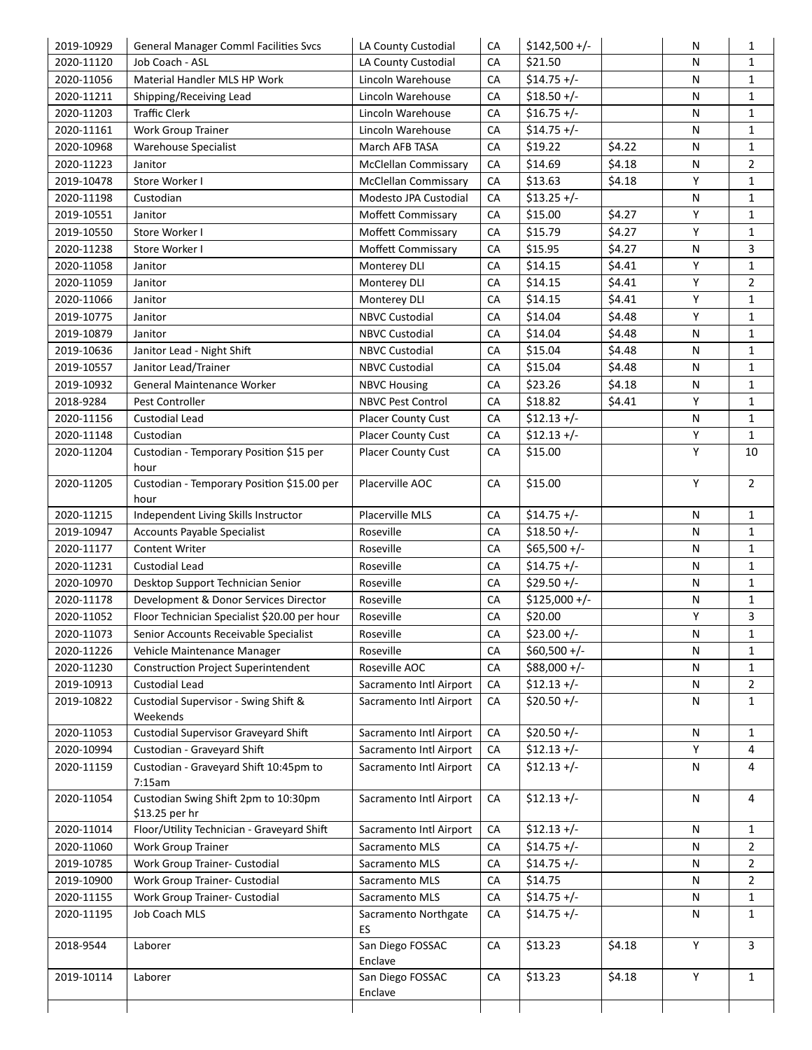| | | | | | | | |
|---|---|---|---|---|---|---|---|
| 2019-10929 | General Manager Comml Facilities Svcs | LA County Custodial | CA | $142,500 +/- | | N | 1 |
| 2020-11120 | Job Coach - ASL | LA County Custodial | CA | $21.50 | | N | 1 |
| 2020-11056 | Material Handler MLS HP Work | Lincoln Warehouse | CA | $14.75 +/- | | N | 1 |
| 2020-11211 | Shipping/Receiving Lead | Lincoln Warehouse | CA | $18.50 +/- | | N | 1 |
| 2020-11203 | Traffic Clerk | Lincoln Warehouse | CA | $16.75 +/- | | N | 1 |
| 2020-11161 | Work Group Trainer | Lincoln Warehouse | CA | $14.75 +/- | | N | 1 |
| 2020-10968 | Warehouse Specialist | March AFB TASA | CA | $19.22 | $4.22 | N | 1 |
| 2020-11223 | Janitor | McClellan Commissary | CA | $14.69 | $4.18 | N | 2 |
| 2019-10478 | Store Worker I | McClellan Commissary | CA | $13.63 | $4.18 | Y | 1 |
| 2020-11198 | Custodian | Modesto JPA Custodial | CA | $13.25 +/- | | N | 1 |
| 2019-10551 | Janitor | Moffett Commissary | CA | $15.00 | $4.27 | Y | 1 |
| 2019-10550 | Store Worker I | Moffett Commissary | CA | $15.79 | $4.27 | Y | 1 |
| 2020-11238 | Store Worker I | Moffett Commissary | CA | $15.95 | $4.27 | N | 3 |
| 2020-11058 | Janitor | Monterey DLI | CA | $14.15 | $4.41 | Y | 1 |
| 2020-11059 | Janitor | Monterey DLI | CA | $14.15 | $4.41 | Y | 2 |
| 2020-11066 | Janitor | Monterey DLI | CA | $14.15 | $4.41 | Y | 1 |
| 2019-10775 | Janitor | NBVC Custodial | CA | $14.04 | $4.48 | Y | 1 |
| 2019-10879 | Janitor | NBVC Custodial | CA | $14.04 | $4.48 | N | 1 |
| 2019-10636 | Janitor Lead - Night Shift | NBVC Custodial | CA | $15.04 | $4.48 | N | 1 |
| 2019-10557 | Janitor Lead/Trainer | NBVC Custodial | CA | $15.04 | $4.48 | N | 1 |
| 2019-10932 | General Maintenance Worker | NBVC Housing | CA | $23.26 | $4.18 | N | 1 |
| 2018-9284 | Pest Controller | NBVC Pest Control | CA | $18.82 | $4.41 | Y | 1 |
| 2020-11156 | Custodial Lead | Placer County Cust | CA | $12.13 +/- | | N | 1 |
| 2020-11148 | Custodian | Placer County Cust | CA | $12.13 +/- | | Y | 1 |
| 2020-11204 | Custodian - Temporary Position $15 per hour | Placer County Cust | CA | $15.00 | | Y | 10 |
| 2020-11205 | Custodian - Temporary Position $15.00 per hour | Placerville AOC | CA | $15.00 | | Y | 2 |
| 2020-11215 | Independent Living Skills Instructor | Placerville MLS | CA | $14.75 +/- | | N | 1 |
| 2019-10947 | Accounts Payable Specialist | Roseville | CA | $18.50 +/- | | N | 1 |
| 2020-11177 | Content Writer | Roseville | CA | $65,500 +/- | | N | 1 |
| 2020-11231 | Custodial Lead | Roseville | CA | $14.75 +/- | | N | 1 |
| 2020-10970 | Desktop Support Technician Senior | Roseville | CA | $29.50 +/- | | N | 1 |
| 2020-11178 | Development & Donor Services Director | Roseville | CA | $125,000 +/- | | N | 1 |
| 2020-11052 | Floor Technician Specialist $20.00 per hour | Roseville | CA | $20.00 | | Y | 3 |
| 2020-11073 | Senior Accounts Receivable Specialist | Roseville | CA | $23.00 +/- | | N | 1 |
| 2020-11226 | Vehicle Maintenance Manager | Roseville | CA | $60,500 +/- | | N | 1 |
| 2020-11230 | Construction Project Superintendent | Roseville AOC | CA | $88,000 +/- | | N | 1 |
| 2019-10913 | Custodial Lead | Sacramento Intl Airport | CA | $12.13 +/- | | N | 2 |
| 2019-10822 | Custodial Supervisor - Swing Shift & Weekends | Sacramento Intl Airport | CA | $20.50 +/- | | N | 1 |
| 2020-11053 | Custodial Supervisor Graveyard Shift | Sacramento Intl Airport | CA | $20.50 +/- | | N | 1 |
| 2020-10994 | Custodian - Graveyard Shift | Sacramento Intl Airport | CA | $12.13 +/- | | Y | 4 |
| 2020-11159 | Custodian - Graveyard Shift 10:45pm to 7:15am | Sacramento Intl Airport | CA | $12.13 +/- | | N | 4 |
| 2020-11054 | Custodian Swing Shift 2pm to 10:30pm $13.25 per hr | Sacramento Intl Airport | CA | $12.13 +/- | | N | 4 |
| 2020-11014 | Floor/Utility Technician - Graveyard Shift | Sacramento Intl Airport | CA | $12.13 +/- | | N | 1 |
| 2020-11060 | Work Group Trainer | Sacramento MLS | CA | $14.75 +/- | | N | 2 |
| 2019-10785 | Work Group Trainer- Custodial | Sacramento MLS | CA | $14.75 +/- | | N | 2 |
| 2019-10900 | Work Group Trainer- Custodial | Sacramento MLS | CA | $14.75 | | N | 2 |
| 2020-11155 | Work Group Trainer- Custodial | Sacramento MLS | CA | $14.75 +/- | | N | 1 |
| 2020-11195 | Job Coach MLS | Sacramento Northgate ES | CA | $14.75 +/- | | N | 1 |
| 2018-9544 | Laborer | San Diego FOSSAC Enclave | CA | $13.23 | $4.18 | Y | 3 |
| 2019-10114 | Laborer | San Diego FOSSAC Enclave | CA | $13.23 | $4.18 | Y | 1 |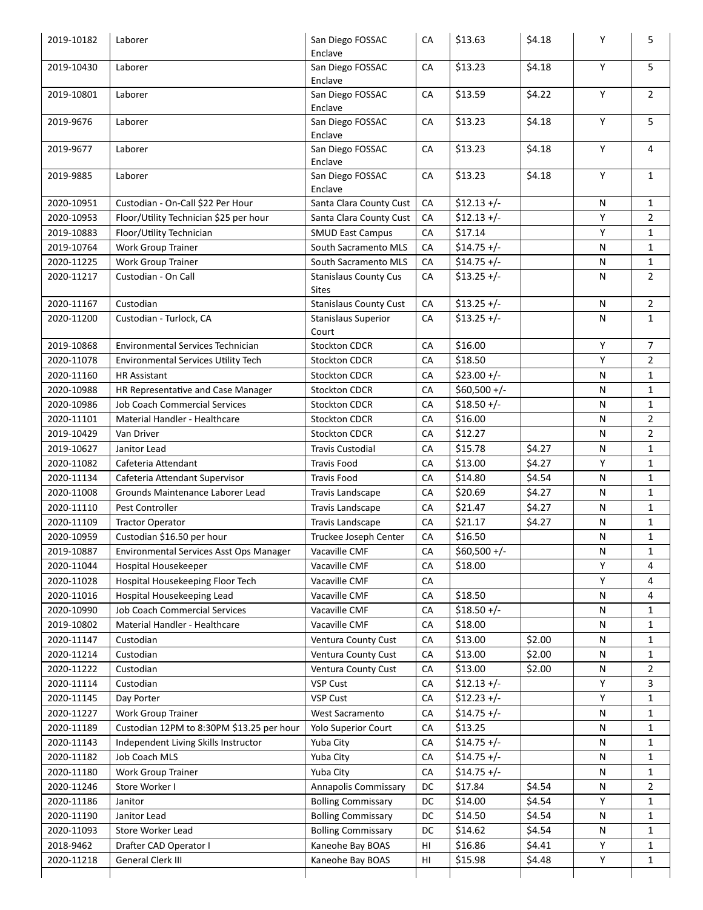| | | | | | | | |
|---|---|---|---|---|---|---|---|
| 2019-10182 | Laborer | San Diego FOSSAC Enclave | CA | $13.63 | $4.18 | Y | 5 |
| 2019-10430 | Laborer | San Diego FOSSAC Enclave | CA | $13.23 | $4.18 | Y | 5 |
| 2019-10801 | Laborer | San Diego FOSSAC Enclave | CA | $13.59 | $4.22 | Y | 2 |
| 2019-9676 | Laborer | San Diego FOSSAC Enclave | CA | $13.23 | $4.18 | Y | 5 |
| 2019-9677 | Laborer | San Diego FOSSAC Enclave | CA | $13.23 | $4.18 | Y | 4 |
| 2019-9885 | Laborer | San Diego FOSSAC Enclave | CA | $13.23 | $4.18 | Y | 1 |
| 2020-10951 | Custodian - On-Call $22 Per Hour | Santa Clara County Cust | CA | $12.13 +/- | | N | 1 |
| 2020-10953 | Floor/Utility Technician $25 per hour | Santa Clara County Cust | CA | $12.13 +/- | | Y | 2 |
| 2019-10883 | Floor/Utility Technician | SMUD East Campus | CA | $17.14 | | Y | 1 |
| 2019-10764 | Work Group Trainer | South Sacramento MLS | CA | $14.75 +/- | | N | 1 |
| 2020-11225 | Work Group Trainer | South Sacramento MLS | CA | $14.75 +/- | | N | 1 |
| 2020-11217 | Custodian - On Call | Stanislaus County Cus Sites | CA | $13.25 +/- | | N | 2 |
| 2020-11167 | Custodian | Stanislaus County Cust | CA | $13.25 +/- | | N | 2 |
| 2020-11200 | Custodian - Turlock, CA | Stanislaus Superior Court | CA | $13.25 +/- | | N | 1 |
| 2019-10868 | Environmental Services Technician | Stockton CDCR | CA | $16.00 | | Y | 7 |
| 2020-11078 | Environmental Services Utility Tech | Stockton CDCR | CA | $18.50 | | Y | 2 |
| 2020-11160 | HR Assistant | Stockton CDCR | CA | $23.00 +/- | | N | 1 |
| 2020-10988 | HR Representative and Case Manager | Stockton CDCR | CA | $60,500 +/- | | N | 1 |
| 2020-10986 | Job Coach Commercial Services | Stockton CDCR | CA | $18.50 +/- | | N | 1 |
| 2020-11101 | Material Handler - Healthcare | Stockton CDCR | CA | $16.00 | | N | 2 |
| 2019-10429 | Van Driver | Stockton CDCR | CA | $12.27 | | N | 2 |
| 2019-10627 | Janitor Lead | Travis Custodial | CA | $15.78 | $4.27 | N | 1 |
| 2020-11082 | Cafeteria Attendant | Travis Food | CA | $13.00 | $4.27 | Y | 1 |
| 2020-11134 | Cafeteria Attendant Supervisor | Travis Food | CA | $14.80 | $4.54 | N | 1 |
| 2020-11008 | Grounds Maintenance Laborer Lead | Travis Landscape | CA | $20.69 | $4.27 | N | 1 |
| 2020-11110 | Pest Controller | Travis Landscape | CA | $21.47 | $4.27 | N | 1 |
| 2020-11109 | Tractor Operator | Travis Landscape | CA | $21.17 | $4.27 | N | 1 |
| 2020-10959 | Custodian $16.50 per hour | Truckee Joseph Center | CA | $16.50 | | N | 1 |
| 2019-10887 | Environmental Services Asst Ops Manager | Vacaville CMF | CA | $60,500 +/- | | N | 1 |
| 2020-11044 | Hospital Housekeeper | Vacaville CMF | CA | $18.00 | | Y | 4 |
| 2020-11028 | Hospital Housekeeping Floor Tech | Vacaville CMF | CA | | | Y | 4 |
| 2020-11016 | Hospital Housekeeping Lead | Vacaville CMF | CA | $18.50 | | N | 4 |
| 2020-10990 | Job Coach Commercial Services | Vacaville CMF | CA | $18.50 +/- | | N | 1 |
| 2019-10802 | Material Handler - Healthcare | Vacaville CMF | CA | $18.00 | | N | 1 |
| 2020-11147 | Custodian | Ventura County Cust | CA | $13.00 | $2.00 | N | 1 |
| 2020-11214 | Custodian | Ventura County Cust | CA | $13.00 | $2.00 | N | 1 |
| 2020-11222 | Custodian | Ventura County Cust | CA | $13.00 | $2.00 | N | 2 |
| 2020-11114 | Custodian | VSP Cust | CA | $12.13 +/- | | Y | 3 |
| 2020-11145 | Day Porter | VSP Cust | CA | $12.23 +/- | | Y | 1 |
| 2020-11227 | Work Group Trainer | West Sacramento | CA | $14.75 +/- | | N | 1 |
| 2020-11189 | Custodian 12PM to 8:30PM $13.25 per hour | Yolo Superior Court | CA | $13.25 | | N | 1 |
| 2020-11143 | Independent Living Skills Instructor | Yuba City | CA | $14.75 +/- | | N | 1 |
| 2020-11182 | Job Coach MLS | Yuba City | CA | $14.75 +/- | | N | 1 |
| 2020-11180 | Work Group Trainer | Yuba City | CA | $14.75 +/- | | N | 1 |
| 2020-11246 | Store Worker I | Annapolis Commissary | DC | $17.84 | $4.54 | N | 2 |
| 2020-11186 | Janitor | Bolling Commissary | DC | $14.00 | $4.54 | Y | 1 |
| 2020-11190 | Janitor Lead | Bolling Commissary | DC | $14.50 | $4.54 | N | 1 |
| 2020-11093 | Store Worker Lead | Bolling Commissary | DC | $14.62 | $4.54 | N | 1 |
| 2018-9462 | Drafter CAD Operator I | Kaneohe Bay BOAS | HI | $16.86 | $4.41 | Y | 1 |
| 2020-11218 | General Clerk III | Kaneohe Bay BOAS | HI | $15.98 | $4.48 | Y | 1 |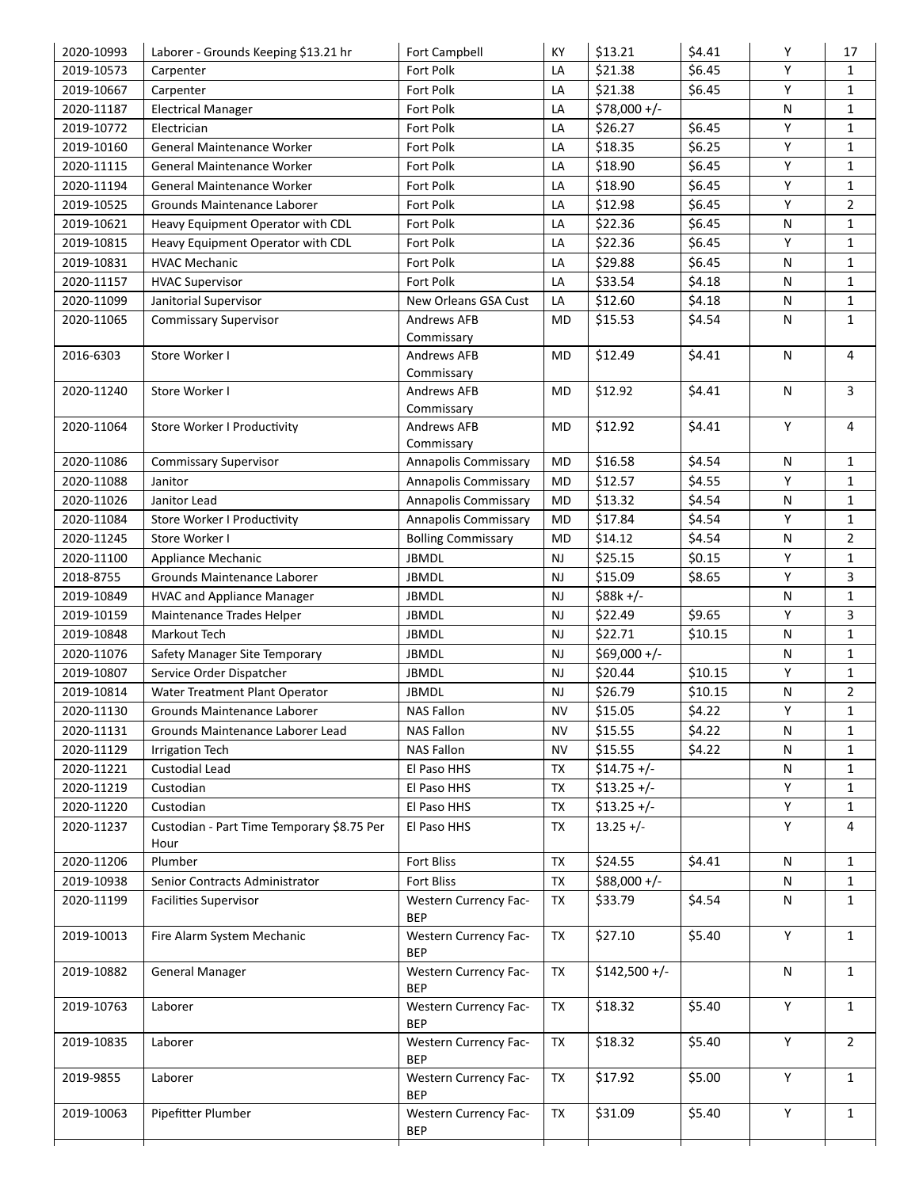| 2020-10993 | Laborer - Grounds Keeping $13.21 hr | Fort Campbell | KY | $13.21 | $4.41 | Y | 17 |
|---|---|---|---|---|---|---|---|
| 2019-10573 | Carpenter | Fort Polk | LA | $21.38 | $6.45 | Y | 1 |
| 2019-10667 | Carpenter | Fort Polk | LA | $21.38 | $6.45 | Y | 1 |
| 2020-11187 | Electrical Manager | Fort Polk | LA | $78,000 +/- | | N | 1 |
| 2019-10772 | Electrician | Fort Polk | LA | $26.27 | $6.45 | Y | 1 |
| 2019-10160 | General Maintenance Worker | Fort Polk | LA | $18.35 | $6.25 | Y | 1 |
| 2020-11115 | General Maintenance Worker | Fort Polk | LA | $18.90 | $6.45 | Y | 1 |
| 2020-11194 | General Maintenance Worker | Fort Polk | LA | $18.90 | $6.45 | Y | 1 |
| 2019-10525 | Grounds Maintenance Laborer | Fort Polk | LA | $12.98 | $6.45 | Y | 2 |
| 2019-10621 | Heavy Equipment Operator with CDL | Fort Polk | LA | $22.36 | $6.45 | N | 1 |
| 2019-10815 | Heavy Equipment Operator with CDL | Fort Polk | LA | $22.36 | $6.45 | Y | 1 |
| 2019-10831 | HVAC Mechanic | Fort Polk | LA | $29.88 | $6.45 | N | 1 |
| 2020-11157 | HVAC Supervisor | Fort Polk | LA | $33.54 | $4.18 | N | 1 |
| 2020-11099 | Janitorial Supervisor | New Orleans GSA Cust | LA | $12.60 | $4.18 | N | 1 |
| 2020-11065 | Commissary Supervisor | Andrews AFB Commissary | MD | $15.53 | $4.54 | N | 1 |
| 2016-6303 | Store Worker I | Andrews AFB Commissary | MD | $12.49 | $4.41 | N | 4 |
| 2020-11240 | Store Worker I | Andrews AFB Commissary | MD | $12.92 | $4.41 | N | 3 |
| 2020-11064 | Store Worker I Productivity | Andrews AFB Commissary | MD | $12.92 | $4.41 | Y | 4 |
| 2020-11086 | Commissary Supervisor | Annapolis Commissary | MD | $16.58 | $4.54 | N | 1 |
| 2020-11088 | Janitor | Annapolis Commissary | MD | $12.57 | $4.55 | Y | 1 |
| 2020-11026 | Janitor Lead | Annapolis Commissary | MD | $13.32 | $4.54 | N | 1 |
| 2020-11084 | Store Worker I Productivity | Annapolis Commissary | MD | $17.84 | $4.54 | Y | 1 |
| 2020-11245 | Store Worker I | Bolling Commissary | MD | $14.12 | $4.54 | N | 2 |
| 2020-11100 | Appliance Mechanic | JBMDL | NJ | $25.15 | $0.15 | Y | 1 |
| 2018-8755 | Grounds Maintenance Laborer | JBMDL | NJ | $15.09 | $8.65 | Y | 3 |
| 2019-10849 | HVAC and Appliance Manager | JBMDL | NJ | $88k +/- | | N | 1 |
| 2019-10159 | Maintenance Trades Helper | JBMDL | NJ | $22.49 | $9.65 | Y | 3 |
| 2019-10848 | Markout Tech | JBMDL | NJ | $22.71 | $10.15 | N | 1 |
| 2020-11076 | Safety Manager Site Temporary | JBMDL | NJ | $69,000 +/- | | N | 1 |
| 2019-10807 | Service Order Dispatcher | JBMDL | NJ | $20.44 | $10.15 | Y | 1 |
| 2019-10814 | Water Treatment Plant Operator | JBMDL | NJ | $26.79 | $10.15 | N | 2 |
| 2020-11130 | Grounds Maintenance Laborer | NAS Fallon | NV | $15.05 | $4.22 | Y | 1 |
| 2020-11131 | Grounds Maintenance Laborer Lead | NAS Fallon | NV | $15.55 | $4.22 | N | 1 |
| 2020-11129 | Irrigation Tech | NAS Fallon | NV | $15.55 | $4.22 | N | 1 |
| 2020-11221 | Custodial Lead | El Paso HHS | TX | $14.75 +/- | | N | 1 |
| 2020-11219 | Custodian | El Paso HHS | TX | $13.25 +/- | | Y | 1 |
| 2020-11220 | Custodian | El Paso HHS | TX | $13.25 +/- | | Y | 1 |
| 2020-11237 | Custodian - Part Time Temporary $8.75 Per Hour | El Paso HHS | TX | 13.25 +/- | | Y | 4 |
| 2020-11206 | Plumber | Fort Bliss | TX | $24.55 | $4.41 | N | 1 |
| 2019-10938 | Senior Contracts Administrator | Fort Bliss | TX | $88,000 +/- | | N | 1 |
| 2020-11199 | Facilities Supervisor | Western Currency Fac-BEP | TX | $33.79 | $4.54 | N | 1 |
| 2019-10013 | Fire Alarm System Mechanic | Western Currency Fac-BEP | TX | $27.10 | $5.40 | Y | 1 |
| 2019-10882 | General Manager | Western Currency Fac-BEP | TX | $142,500 +/- | | N | 1 |
| 2019-10763 | Laborer | Western Currency Fac-BEP | TX | $18.32 | $5.40 | Y | 1 |
| 2019-10835 | Laborer | Western Currency Fac-BEP | TX | $18.32 | $5.40 | Y | 2 |
| 2019-9855 | Laborer | Western Currency Fac-BEP | TX | $17.92 | $5.00 | Y | 1 |
| 2019-10063 | Pipefitter Plumber | Western Currency Fac-BEP | TX | $31.09 | $5.40 | Y | 1 |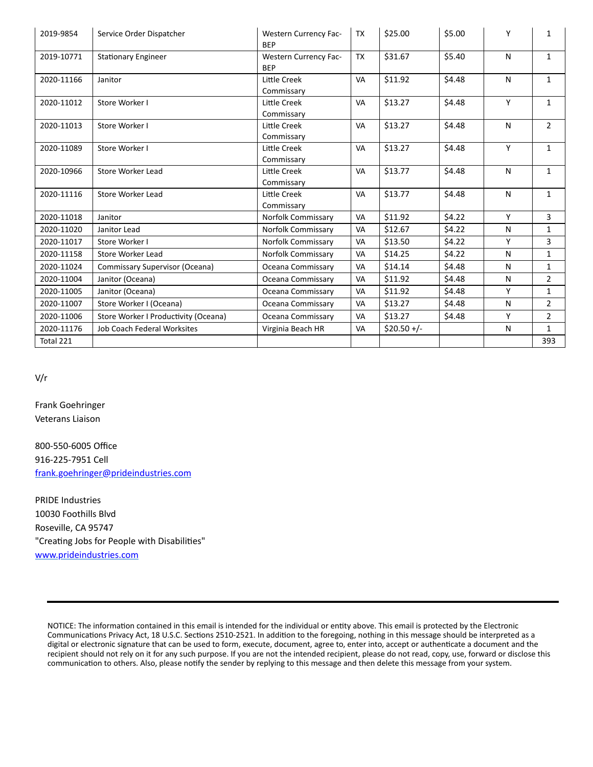| | | | | | | | |
|---|---|---|---|---|---|---|---|
| 2019-9854 | Service Order Dispatcher | Western Currency Fac-BEP | TX | $25.00 | $5.00 | Y | 1 |
| 2019-10771 | Stationary Engineer | Western Currency Fac-BEP | TX | $31.67 | $5.40 | N | 1 |
| 2020-11166 | Janitor | Little Creek Commissary | VA | $11.92 | $4.48 | N | 1 |
| 2020-11012 | Store Worker I | Little Creek Commissary | VA | $13.27 | $4.48 | Y | 1 |
| 2020-11013 | Store Worker I | Little Creek Commissary | VA | $13.27 | $4.48 | N | 2 |
| 2020-11089 | Store Worker I | Little Creek Commissary | VA | $13.27 | $4.48 | Y | 1 |
| 2020-10966 | Store Worker Lead | Little Creek Commissary | VA | $13.77 | $4.48 | N | 1 |
| 2020-11116 | Store Worker Lead | Little Creek Commissary | VA | $13.77 | $4.48 | N | 1 |
| 2020-11018 | Janitor | Norfolk Commissary | VA | $11.92 | $4.22 | Y | 3 |
| 2020-11020 | Janitor Lead | Norfolk Commissary | VA | $12.67 | $4.22 | N | 1 |
| 2020-11017 | Store Worker I | Norfolk Commissary | VA | $13.50 | $4.22 | Y | 3 |
| 2020-11158 | Store Worker Lead | Norfolk Commissary | VA | $14.25 | $4.22 | N | 1 |
| 2020-11024 | Commissary Supervisor (Oceana) | Oceana Commissary | VA | $14.14 | $4.48 | N | 1 |
| 2020-11004 | Janitor (Oceana) | Oceana Commissary | VA | $11.92 | $4.48 | N | 2 |
| 2020-11005 | Janitor (Oceana) | Oceana Commissary | VA | $11.92 | $4.48 | Y | 1 |
| 2020-11007 | Store Worker I (Oceana) | Oceana Commissary | VA | $13.27 | $4.48 | N | 2 |
| 2020-11006 | Store Worker I Productivity (Oceana) | Oceana Commissary | VA | $13.27 | $4.48 | Y | 2 |
| 2020-11176 | Job Coach Federal Worksites | Virginia Beach HR | VA | $20.50 +/- | | N | 1 |
| Total 221 | | | | | | | 393 |

V/r

Frank Goehringer
Veterans Liaison

800-550-6005 Office
916-225-7951 Cell
frank.goehringer@prideindustries.com

PRIDE Industries
10030 Foothills Blvd
Roseville, CA 95747
"Creating Jobs for People with Disabilities"
www.prideindustries.com

---

NOTICE: The information contained in this email is intended for the individual or entity above. This email is protected by the Electronic Communications Privacy Act, 18 U.S.C. Sections 2510-2521. In addition to the foregoing, nothing in this message should be interpreted as a digital or electronic signature that can be used to form, execute, document, agree to, enter into, accept or authenticate a document and the recipient should not rely on it for any such purpose. If you are not the intended recipient, please do not read, copy, use, forward or disclose this communication to others. Also, please notify the sender by replying to this message and then delete this message from your system.